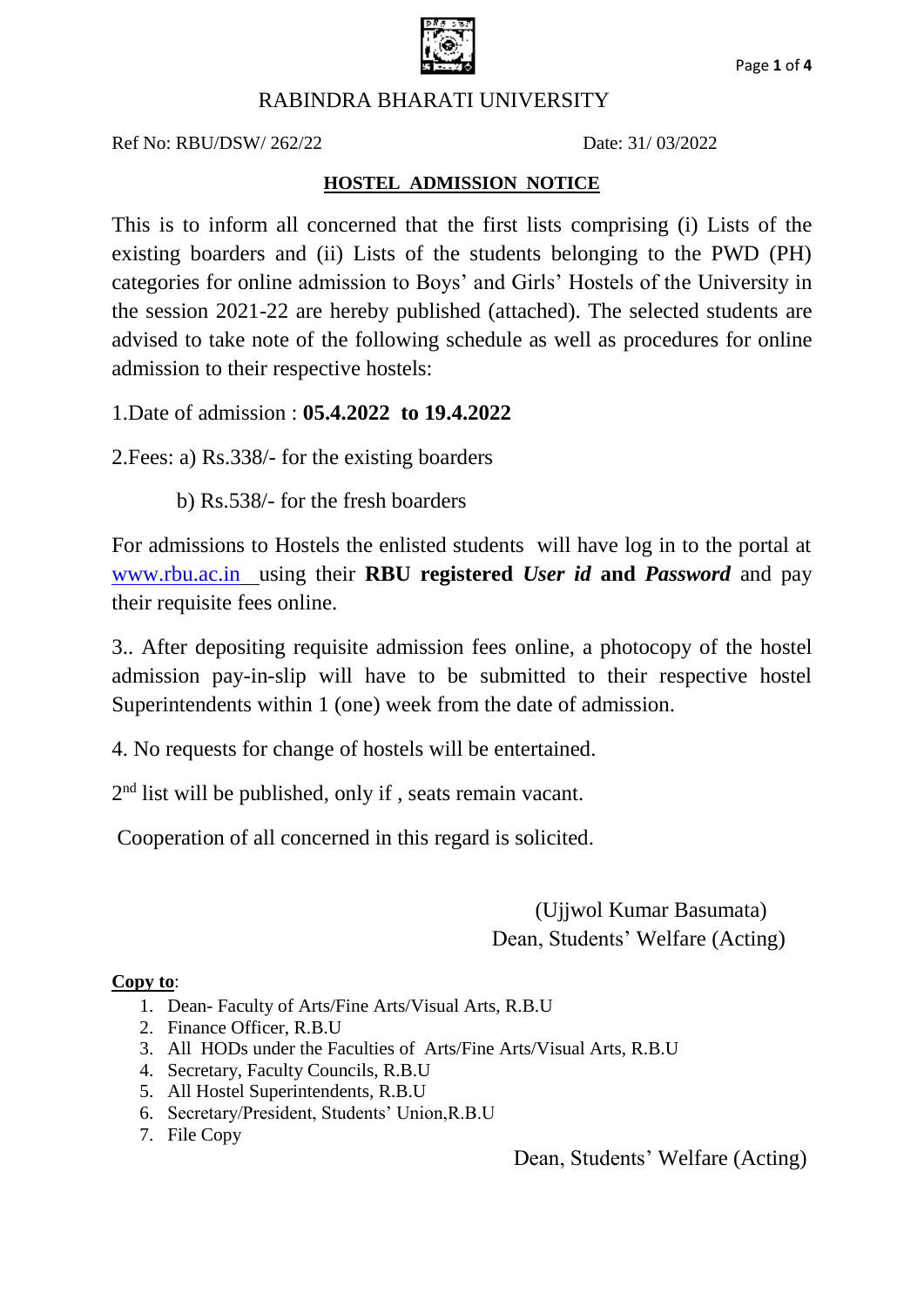# RABINDRA BHARATI UNIVERSITY

Ref No: RBU/DSW/ 262/22 Date: 31/ 03/2022

## HOSTEL ADMISSION NOTICE

This is to inform all concerned that the first lists comprising (i) Lists of the existing boarders and (ii) Lists of the students belonging to the PWD (PH) categories for online admission to Boys' and Girls' Hostels of the University in the session 2021-22 are hereby published (attached). The selected students are advised to take note of the following schedule as well as procedures for online admission to their respective hostels:

1.Date of admission : **05.4.2022 to 19.4.2022**

2.Fees: a) Rs.338/- for the existing boarders

b) Rs.538/- for the fresh boarders

For admissions to Hostels the enlisted students will have log in to the portal at www.rbu.ac.in using their **RBU registered** ***User id*** **and** ***Password*** and pay their requisite fees online.

3.. After depositing requisite admission fees online, a photocopy of the hostel admission pay-in-slip will have to be submitted to their respective hostel Superintendents within 1 (one) week from the date of admission.

4. No requests for change of hostels will be entertained.

2nd list will be published, only if , seats remain vacant.

Cooperation of all concerned in this regard is solicited.

(Ujjwol Kumar Basumata)
Dean, Students' Welfare (Acting)

**Copy to**:

1. Dean- Faculty of Arts/Fine Arts/Visual Arts, R.B.U
2. Finance Officer, R.B.U
3. All HODs under the Faculties of Arts/Fine Arts/Visual Arts, R.B.U
4. Secretary, Faculty Councils, R.B.U
5. All Hostel Superintendents, R.B.U
6. Secretary/President, Students' Union,R.B.U
7. File Copy

Dean, Students' Welfare (Acting)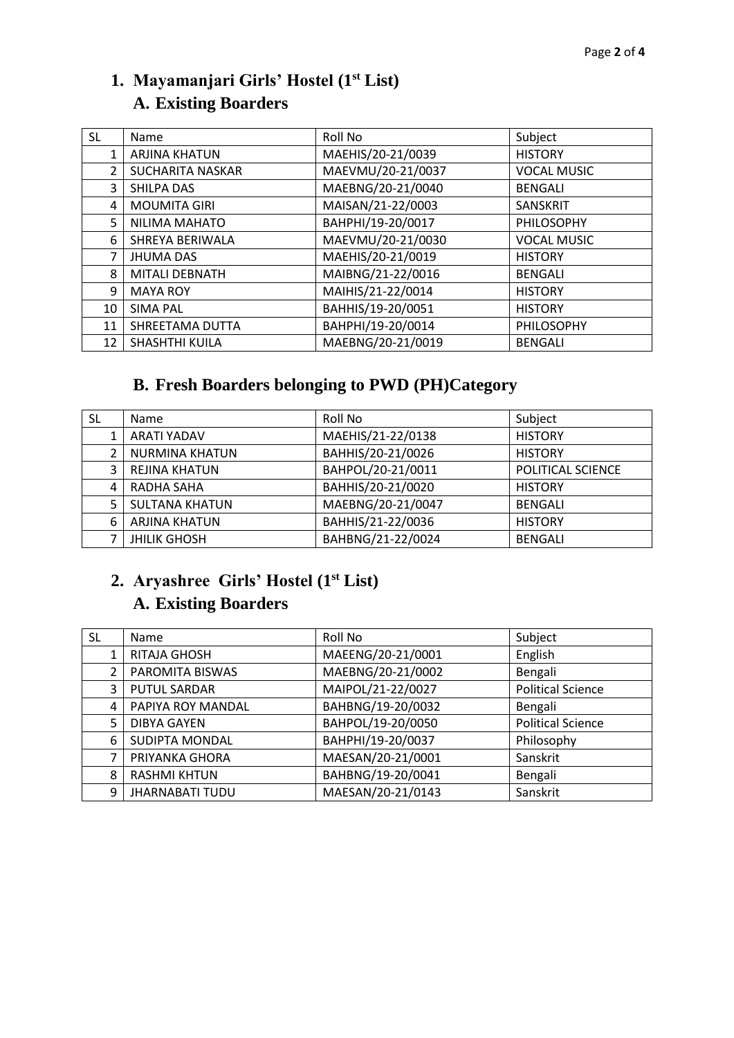## 1. Mayamanjari Girls' Hostel (1st List)

### A. Existing Boarders

| SL | Name | Roll No | Subject |
|---|---|---|---|
| 1 | ARJINA KHATUN | MAEHIS/20-21/0039 | HISTORY |
| 2 | SUCHARITA NASKAR | MAEVMU/20-21/0037 | VOCAL MUSIC |
| 3 | SHILPA DAS | MAEBNG/20-21/0040 | BENGALI |
| 4 | MOUMITA GIRI | MAISAN/21-22/0003 | SANSKRIT |
| 5 | NILIMA MAHATO | BAHPHI/19-20/0017 | PHILOSOPHY |
| 6 | SHREYA BERIWALA | MAEVMU/20-21/0030 | VOCAL MUSIC |
| 7 | JHUMA DAS | MAEHIS/20-21/0019 | HISTORY |
| 8 | MITALI DEBNATH | MAIBNG/21-22/0016 | BENGALI |
| 9 | MAYA ROY | MAIHIS/21-22/0014 | HISTORY |
| 10 | SIMA PAL | BAHHIS/19-20/0051 | HISTORY |
| 11 | SHREETAMA DUTTA | BAHPHI/19-20/0014 | PHILOSOPHY |
| 12 | SHASHTHI KUILA | MAEBNG/20-21/0019 | BENGALI |

### B. Fresh Boarders belonging to PWD (PH)Category

| SL | Name | Roll No | Subject |
|---|---|---|---|
| 1 | ARATI YADAV | MAEHIS/21-22/0138 | HISTORY |
| 2 | NURMINA KHATUN | BAHHIS/20-21/0026 | HISTORY |
| 3 | REJINA KHATUN | BAHPOL/20-21/0011 | POLITICAL SCIENCE |
| 4 | RADHA SAHA | BAHHIS/20-21/0020 | HISTORY |
| 5 | SULTANA KHATUN | MAEBNG/20-21/0047 | BENGALI |
| 6 | ARJINA KHATUN | BAHHIS/21-22/0036 | HISTORY |
| 7 | JHILIK GHOSH | BAHBNG/21-22/0024 | BENGALI |

## 2. Aryashree Girls' Hostel (1st List)

### A. Existing Boarders

| SL | Name | Roll No | Subject |
|---|---|---|---|
| 1 | RITAJA GHOSH | MAEENG/20-21/0001 | English |
| 2 | PAROMITA BISWAS | MAEBNG/20-21/0002 | Bengali |
| 3 | PUTUL SARDAR | MAIPOL/21-22/0027 | Political Science |
| 4 | PAPIYA ROY MANDAL | BAHBNG/19-20/0032 | Bengali |
| 5 | DIBYA GAYEN | BAHPOL/19-20/0050 | Political Science |
| 6 | SUDIPTA MONDAL | BAHPHI/19-20/0037 | Philosophy |
| 7 | PRIYANKA GHORA | MAESAN/20-21/0001 | Sanskrit |
| 8 | RASHMI KHTUN | BAHBNG/19-20/0041 | Bengali |
| 9 | JHARNABATI TUDU | MAESAN/20-21/0143 | Sanskrit |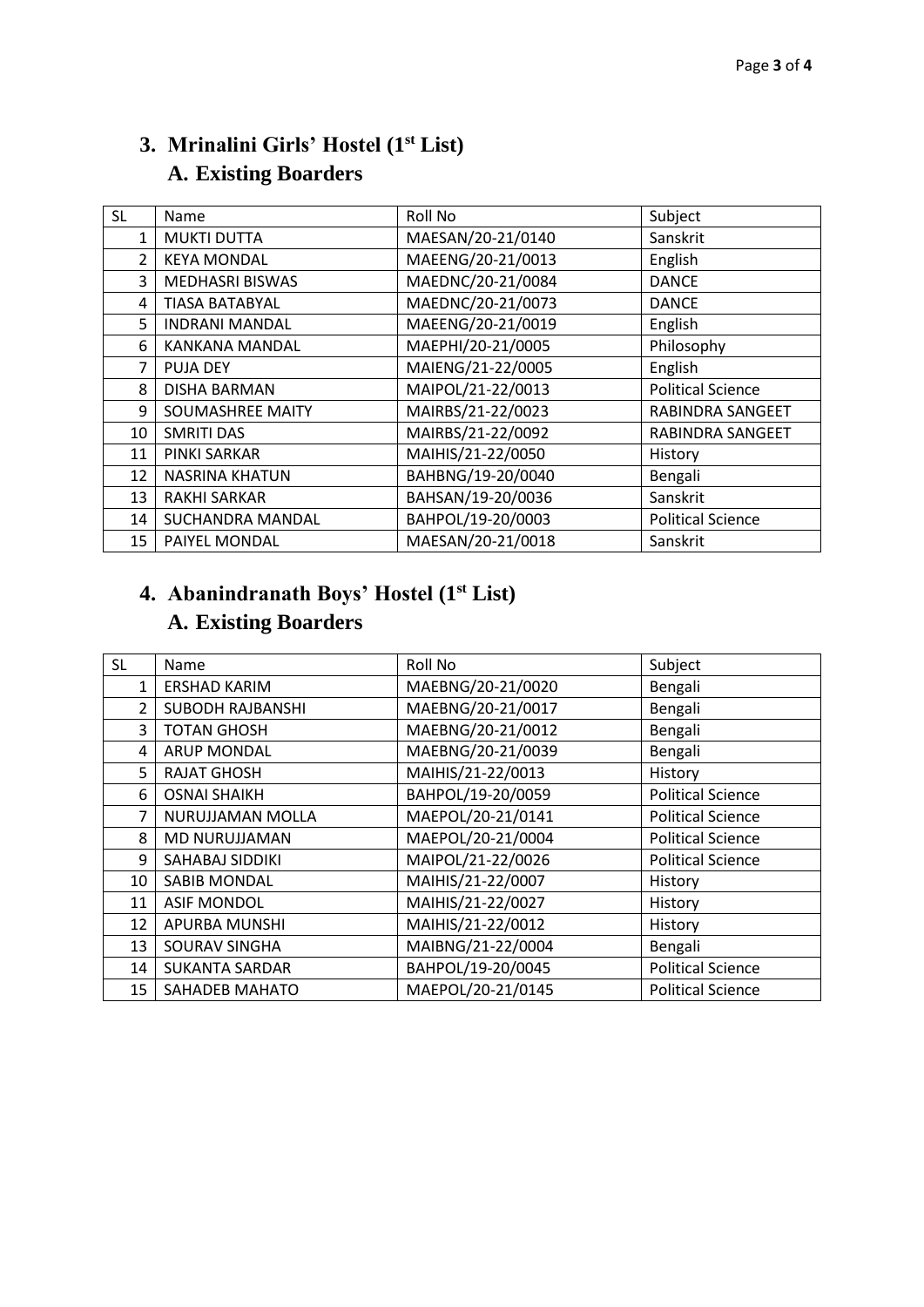## 3. Mrinalini Girls' Hostel (1st List)

### A. Existing Boarders

| SL | Name | Roll No | Subject |
|---|---|---|---|
| 1 | MUKTI DUTTA | MAESAN/20-21/0140 | Sanskrit |
| 2 | KEYA MONDAL | MAEENG/20-21/0013 | English |
| 3 | MEDHASRI BISWAS | MAEDNC/20-21/0084 | DANCE |
| 4 | TIASA BATABYAL | MAEDNC/20-21/0073 | DANCE |
| 5 | INDRANI MANDAL | MAEENG/20-21/0019 | English |
| 6 | KANKANA MANDAL | MAEPHI/20-21/0005 | Philosophy |
| 7 | PUJA DEY | MAIENG/21-22/0005 | English |
| 8 | DISHA BARMAN | MAIPOL/21-22/0013 | Political Science |
| 9 | SOUMASHREE MAITY | MAIRBS/21-22/0023 | RABINDRA SANGEET |
| 10 | SMRITI DAS | MAIRBS/21-22/0092 | RABINDRA SANGEET |
| 11 | PINKI SARKAR | MAIHIS/21-22/0050 | History |
| 12 | NASRINA KHATUN | BAHBNG/19-20/0040 | Bengali |
| 13 | RAKHI SARKAR | BAHSAN/19-20/0036 | Sanskrit |
| 14 | SUCHANDRA MANDAL | BAHPOL/19-20/0003 | Political Science |
| 15 | PAIYEL MONDAL | MAESAN/20-21/0018 | Sanskrit |

## 4. Abanindranath Boys' Hostel (1st List)

### A. Existing Boarders

| SL | Name | Roll No | Subject |
|---|---|---|---|
| 1 | ERSHAD KARIM | MAEBNG/20-21/0020 | Bengali |
| 2 | SUBODH RAJBANSHI | MAEBNG/20-21/0017 | Bengali |
| 3 | TOTAN GHOSH | MAEBNG/20-21/0012 | Bengali |
| 4 | ARUP MONDAL | MAEBNG/20-21/0039 | Bengali |
| 5 | RAJAT GHOSH | MAIHIS/21-22/0013 | History |
| 6 | OSNAI SHAIKH | BAHPOL/19-20/0059 | Political Science |
| 7 | NURUJJAMAN MOLLA | MAEPOL/20-21/0141 | Political Science |
| 8 | MD NURUJJAMAN | MAEPOL/20-21/0004 | Political Science |
| 9 | SAHABAJ SIDDIKI | MAIPOL/21-22/0026 | Political Science |
| 10 | SABIB MONDAL | MAIHIS/21-22/0007 | History |
| 11 | ASIF MONDOL | MAIHIS/21-22/0027 | History |
| 12 | APURBA MUNSHI | MAIHIS/21-22/0012 | History |
| 13 | SOURAV SINGHA | MAIBNG/21-22/0004 | Bengali |
| 14 | SUKANTA SARDAR | BAHPOL/19-20/0045 | Political Science |
| 15 | SAHADEB MAHATO | MAEPOL/20-21/0145 | Political Science |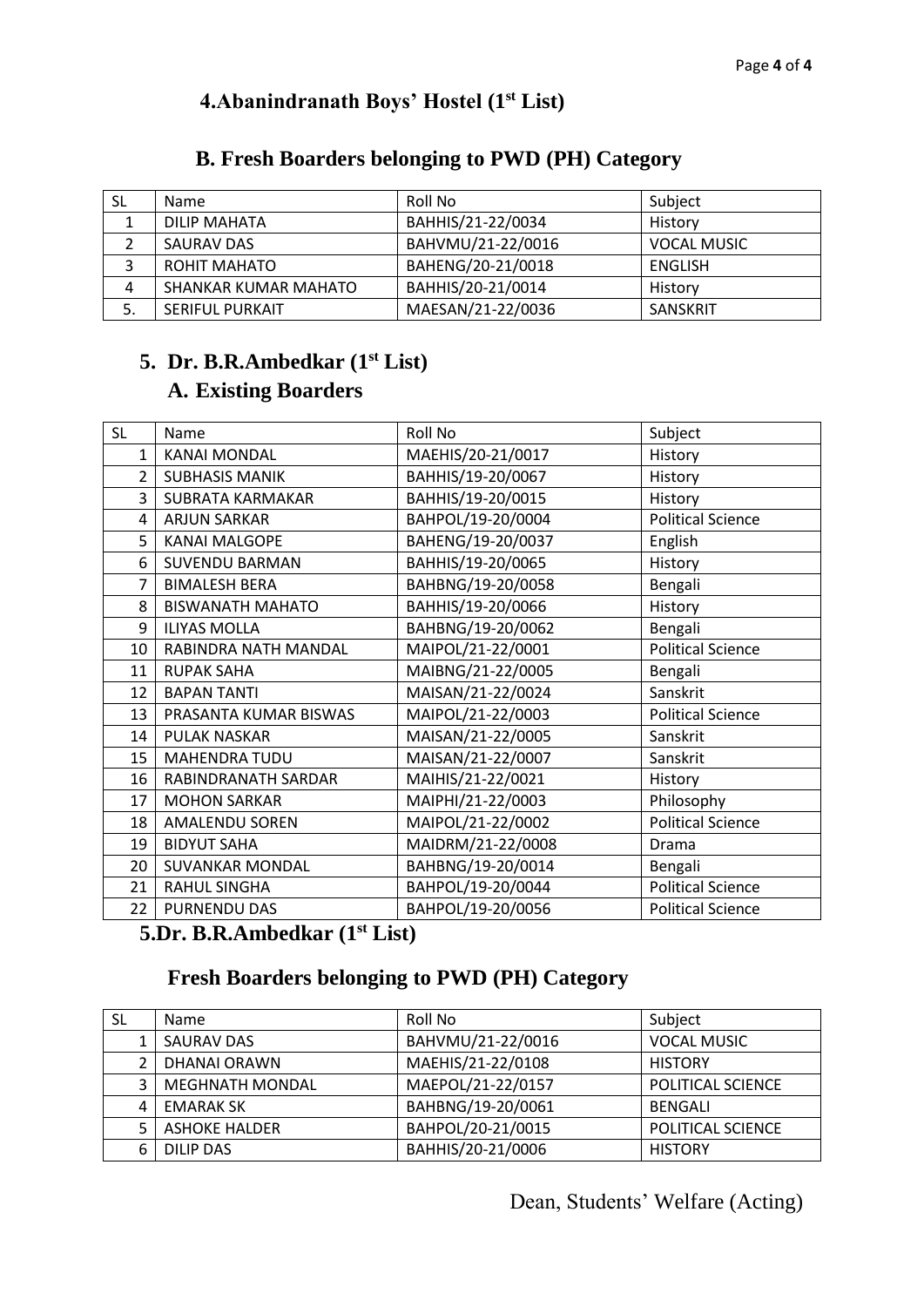## 4.Abanindranath Boys' Hostel (1st List)

### B. Fresh Boarders belonging to PWD (PH) Category

| SL | Name | Roll No | Subject |
|---|---|---|---|
| 1 | DILIP MAHATA | BAHHIS/21-22/0034 | History |
| 2 | SAURAV DAS | BAHVMU/21-22/0016 | VOCAL MUSIC |
| 3 | ROHIT MAHATO | BAHENG/20-21/0018 | ENGLISH |
| 4 | SHANKAR KUMAR MAHATO | BAHHIS/20-21/0014 | History |
| 5. | SERIFUL PURKAIT | MAESAN/21-22/0036 | SANSKRIT |

## 5. Dr. B.R.Ambedkar (1st List)

### A. Existing Boarders

| SL | Name | Roll No | Subject |
|---|---|---|---|
| 1 | KANAI MONDAL | MAEHIS/20-21/0017 | History |
| 2 | SUBHASIS MANIK | BAHHIS/19-20/0067 | History |
| 3 | SUBRATA KARMAKAR | BAHHIS/19-20/0015 | History |
| 4 | ARJUN SARKAR | BAHPOL/19-20/0004 | Political Science |
| 5 | KANAI MALGOPE | BAHENG/19-20/0037 | English |
| 6 | SUVENDU BARMAN | BAHHIS/19-20/0065 | History |
| 7 | BIMALESH BERA | BAHBNG/19-20/0058 | Bengali |
| 8 | BISWANATH MAHATO | BAHHIS/19-20/0066 | History |
| 9 | ILIYAS MOLLA | BAHBNG/19-20/0062 | Bengali |
| 10 | RABINDRA NATH MANDAL | MAIPOL/21-22/0001 | Political Science |
| 11 | RUPAK SAHA | MAIBNG/21-22/0005 | Bengali |
| 12 | BAPAN TANTI | MAISAN/21-22/0024 | Sanskrit |
| 13 | PRASANTA KUMAR BISWAS | MAIPOL/21-22/0003 | Political Science |
| 14 | PULAK NASKAR | MAISAN/21-22/0005 | Sanskrit |
| 15 | MAHENDRA TUDU | MAISAN/21-22/0007 | Sanskrit |
| 16 | RABINDRANATH SARDAR | MAIHIS/21-22/0021 | History |
| 17 | MOHON SARKAR | MAIPHI/21-22/0003 | Philosophy |
| 18 | AMALENDU SOREN | MAIPOL/21-22/0002 | Political Science |
| 19 | BIDYUT SAHA | MAIDRM/21-22/0008 | Drama |
| 20 | SUVANKAR MONDAL | BAHBNG/19-20/0014 | Bengali |
| 21 | RAHUL SINGHA | BAHPOL/19-20/0044 | Political Science |
| 22 | PURNENDU DAS | BAHPOL/19-20/0056 | Political Science |

## 5.Dr. B.R.Ambedkar (1st List)

### Fresh Boarders belonging to PWD (PH) Category

| SL | Name | Roll No | Subject |
|---|---|---|---|
| 1 | SAURAV DAS | BAHVMU/21-22/0016 | VOCAL MUSIC |
| 2 | DHANAI ORAWN | MAEHIS/21-22/0108 | HISTORY |
| 3 | MEGHNATH MONDAL | MAEPOL/21-22/0157 | POLITICAL SCIENCE |
| 4 | EMARAK SK | BAHBNG/19-20/0061 | BENGALI |
| 5 | ASHOKE HALDER | BAHPOL/20-21/0015 | POLITICAL SCIENCE |
| 6 | DILIP DAS | BAHHIS/20-21/0006 | HISTORY |

Dean, Students' Welfare (Acting)